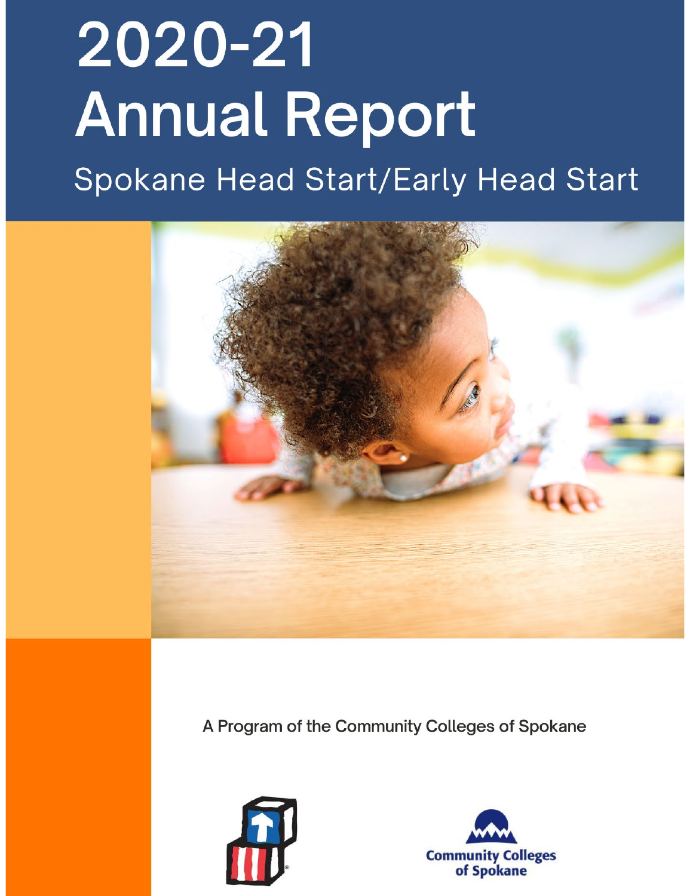# 2020-21 Annual Report

## Spokane Head Start/Early Head Start

A Program of the Community Colleges of Spokane

Community Colleges of Spokane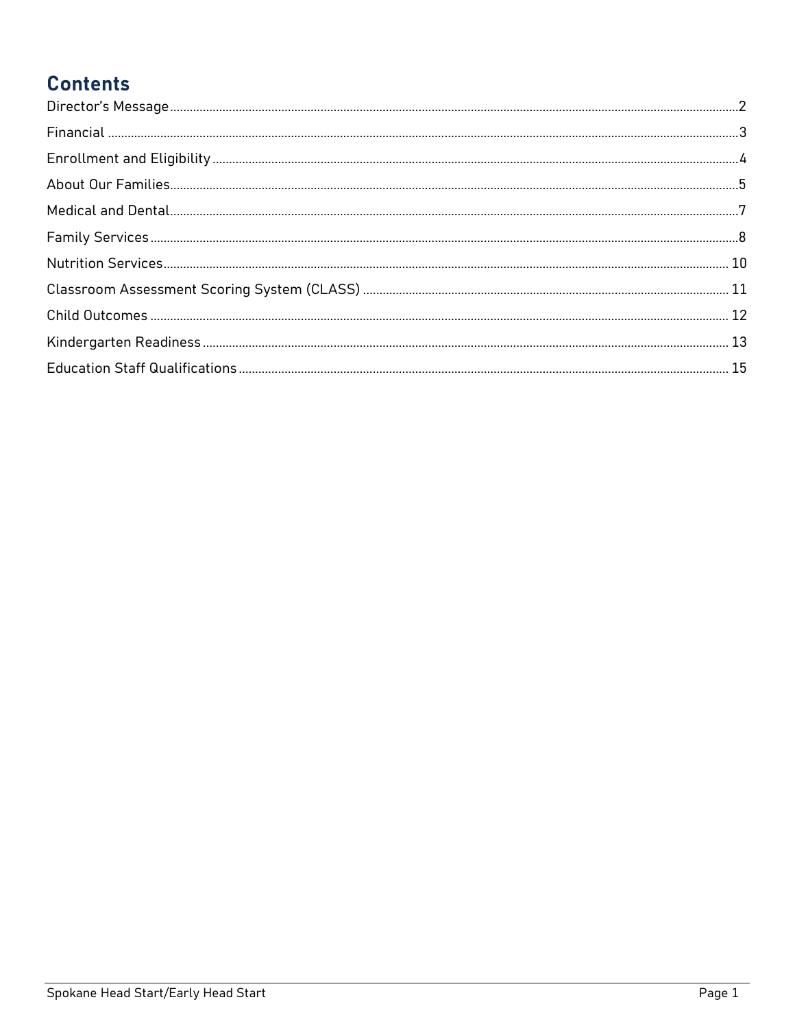# Contents

Director's Message ........ 2
Financial ........ 3
Enrollment and Eligibility ........ 4
About Our Families ........ 5
Medical and Dental ........ 7
Family Services ........ 8
Nutrition Services ........ 10
Classroom Assessment Scoring System (CLASS) ........ 11
Child Outcomes ........ 12
Kindergarten Readiness ........ 13
Education Staff Qualifications ........ 15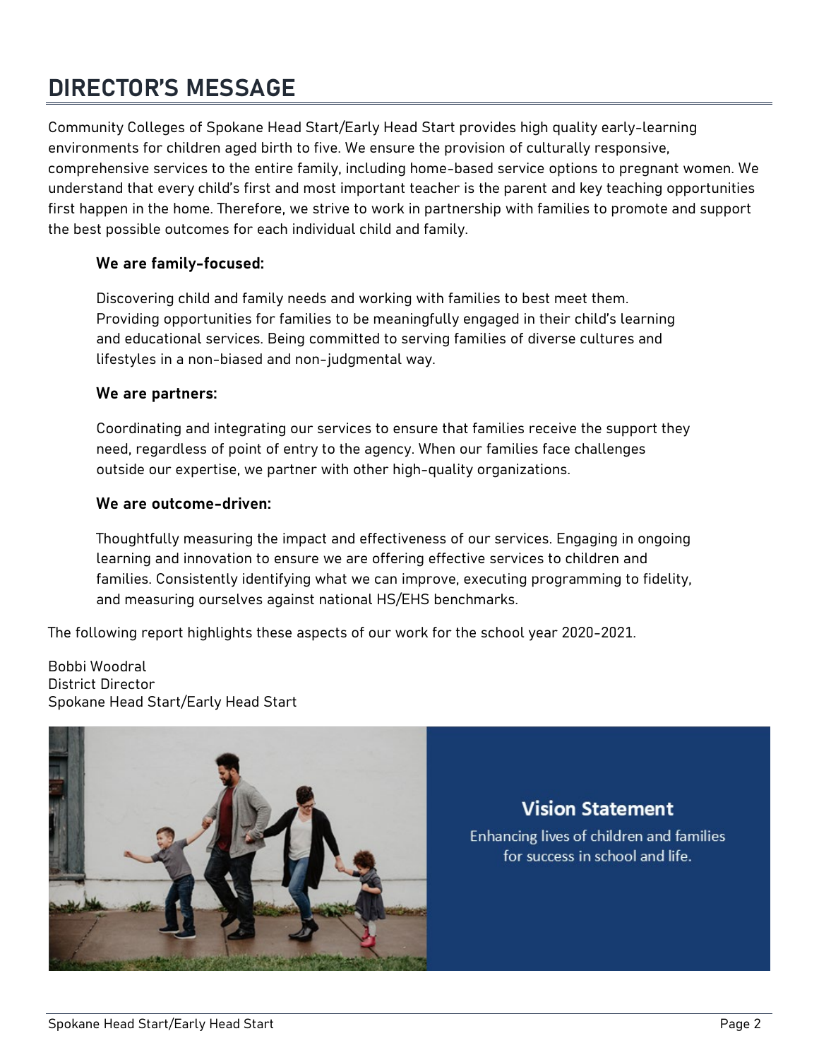# DIRECTOR'S MESSAGE

Community Colleges of Spokane Head Start/Early Head Start provides high quality early-learning environments for children aged birth to five. We ensure the provision of culturally responsive, comprehensive services to the entire family, including home-based service options to pregnant women. We understand that every child's first and most important teacher is the parent and key teaching opportunities first happen in the home. Therefore, we strive to work in partnership with families to promote and support the best possible outcomes for each individual child and family.

**We are family-focused:**

Discovering child and family needs and working with families to best meet them. Providing opportunities for families to be meaningfully engaged in their child's learning and educational services. Being committed to serving families of diverse cultures and lifestyles in a non-biased and non-judgmental way.

**We are partners:**

Coordinating and integrating our services to ensure that families receive the support they need, regardless of point of entry to the agency. When our families face challenges outside our expertise, we partner with other high-quality organizations.

**We are outcome-driven:**

Thoughtfully measuring the impact and effectiveness of our services. Engaging in ongoing learning and innovation to ensure we are offering effective services to children and families. Consistently identifying what we can improve, executing programming to fidelity, and measuring ourselves against national HS/EHS benchmarks.

The following report highlights these aspects of our work for the school year 2020-2021.

Bobbi Woodral
District Director
Spokane Head Start/Early Head Start

## Vision Statement

Enhancing lives of children and families for success in school and life.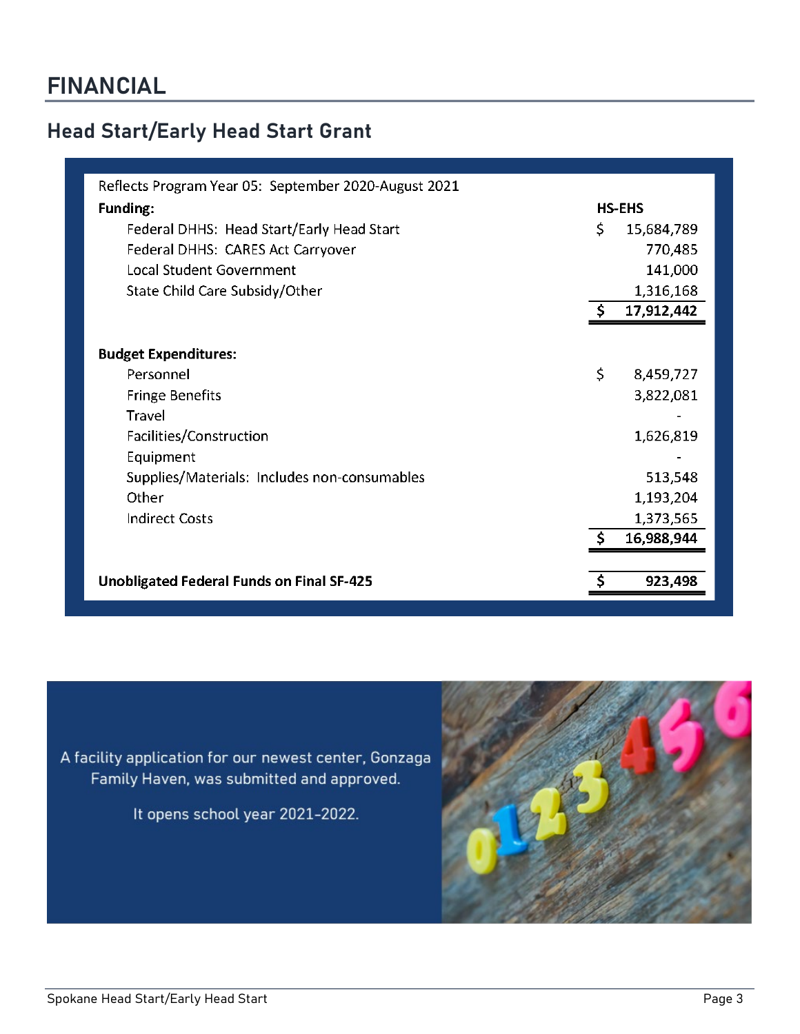# FINANCIAL

## Head Start/Early Head Start Grant

Reflects Program Year 05: September 2020-August 2021

| **Funding:** | **HS-EHS** |
|---|---|
| Federal DHHS: Head Start/Early Head Start | $ 15,684,789 |
| Federal DHHS: CARES Act Carryover | 770,485 |
| Local Student Government | 141,000 |
| State Child Care Subsidy/Other | 1,316,168 |
| | **$ 17,912,442** |
| **Budget Expenditures:** | |
| Personnel | $ 8,459,727 |
| Fringe Benefits | 3,822,081 |
| Travel | - |
| Facilities/Construction | 1,626,819 |
| Equipment | - |
| Supplies/Materials: Includes non-consumables | 513,548 |
| Other | 1,193,204 |
| Indirect Costs | 1,373,565 |
| | **$ 16,988,944** |
| **Unobligated Federal Funds on Final SF-425** | **$ 923,498** |

A facility application for our newest center, Gonzaga Family Haven, was submitted and approved.

It opens school year 2021-2022.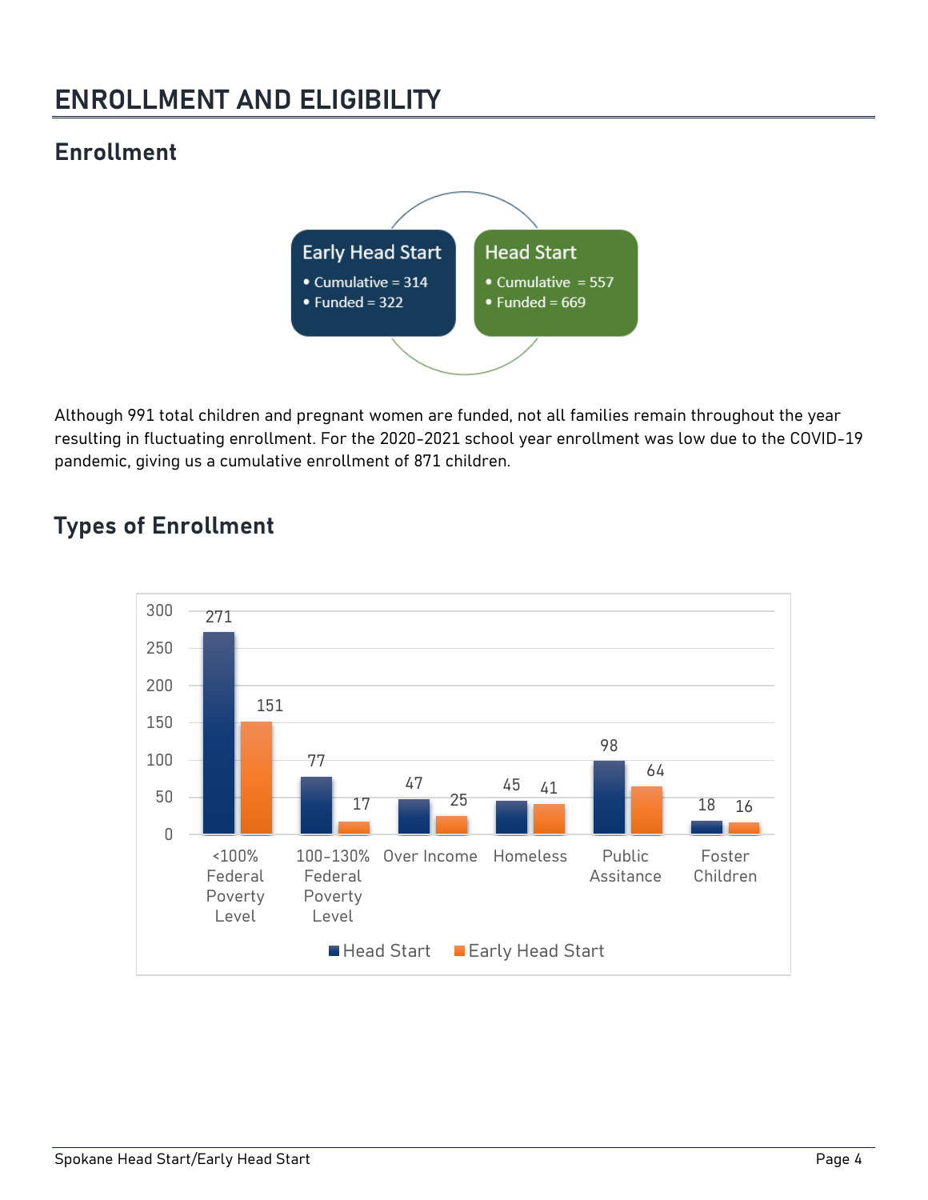# ENROLLMENT AND ELIGIBILITY

## Enrollment

**Early Head Start**
- Cumulative = 314
- Funded = 322

**Head Start**
- Cumulative = 557
- Funded = 669

Although 991 total children and pregnant women are funded, not all families remain throughout the year resulting in fluctuating enrollment. For the 2020-2021 school year enrollment was low due to the COVID-19 pandemic, giving us a cumulative enrollment of 871 children.

## Types of Enrollment

| | Head Start | Early Head Start |
|---|---|---|
| <100% Federal Poverty Level | 271 | 151 |
| 100-130% Federal Poverty Level | 77 | 17 |
| Over Income | 47 | 25 |
| Homeless | 45 | 41 |
| Public Assitance | 98 | 64 |
| Foster Children | 18 | 16 |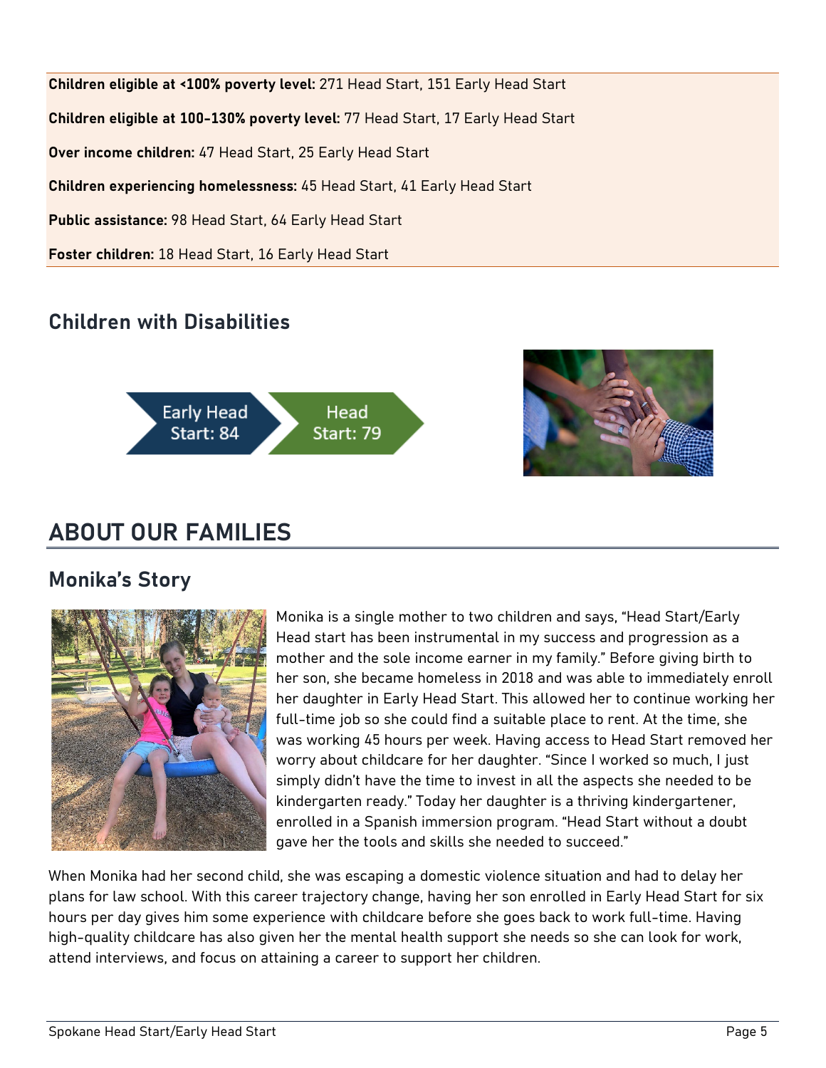**Children eligible at <100% poverty level:** 271 Head Start, 151 Early Head Start

**Children eligible at 100-130% poverty level:** 77 Head Start, 17 Early Head Start

**Over income children:** 47 Head Start, 25 Early Head Start

**Children experiencing homelessness:** 45 Head Start, 41 Early Head Start

**Public assistance:** 98 Head Start, 64 Early Head Start

**Foster children:** 18 Head Start, 16 Early Head Start

## Children with Disabilities

Early Head Start: 84

Head Start: 79

# ABOUT OUR FAMILIES

## Monika's Story

Monika is a single mother to two children and says, "Head Start/Early Head start has been instrumental in my success and progression as a mother and the sole income earner in my family." Before giving birth to her son, she became homeless in 2018 and was able to immediately enroll her daughter in Early Head Start. This allowed her to continue working her full-time job so she could find a suitable place to rent. At the time, she was working 45 hours per week. Having access to Head Start removed her worry about childcare for her daughter. "Since I worked so much, I just simply didn't have the time to invest in all the aspects she needed to be kindergarten ready." Today her daughter is a thriving kindergartener, enrolled in a Spanish immersion program. "Head Start without a doubt gave her the tools and skills she needed to succeed."

When Monika had her second child, she was escaping a domestic violence situation and had to delay her plans for law school. With this career trajectory change, having her son enrolled in Early Head Start for six hours per day gives him some experience with childcare before she goes back to work full-time. Having high-quality childcare has also given her the mental health support she needs so she can look for work, attend interviews, and focus on attaining a career to support her children.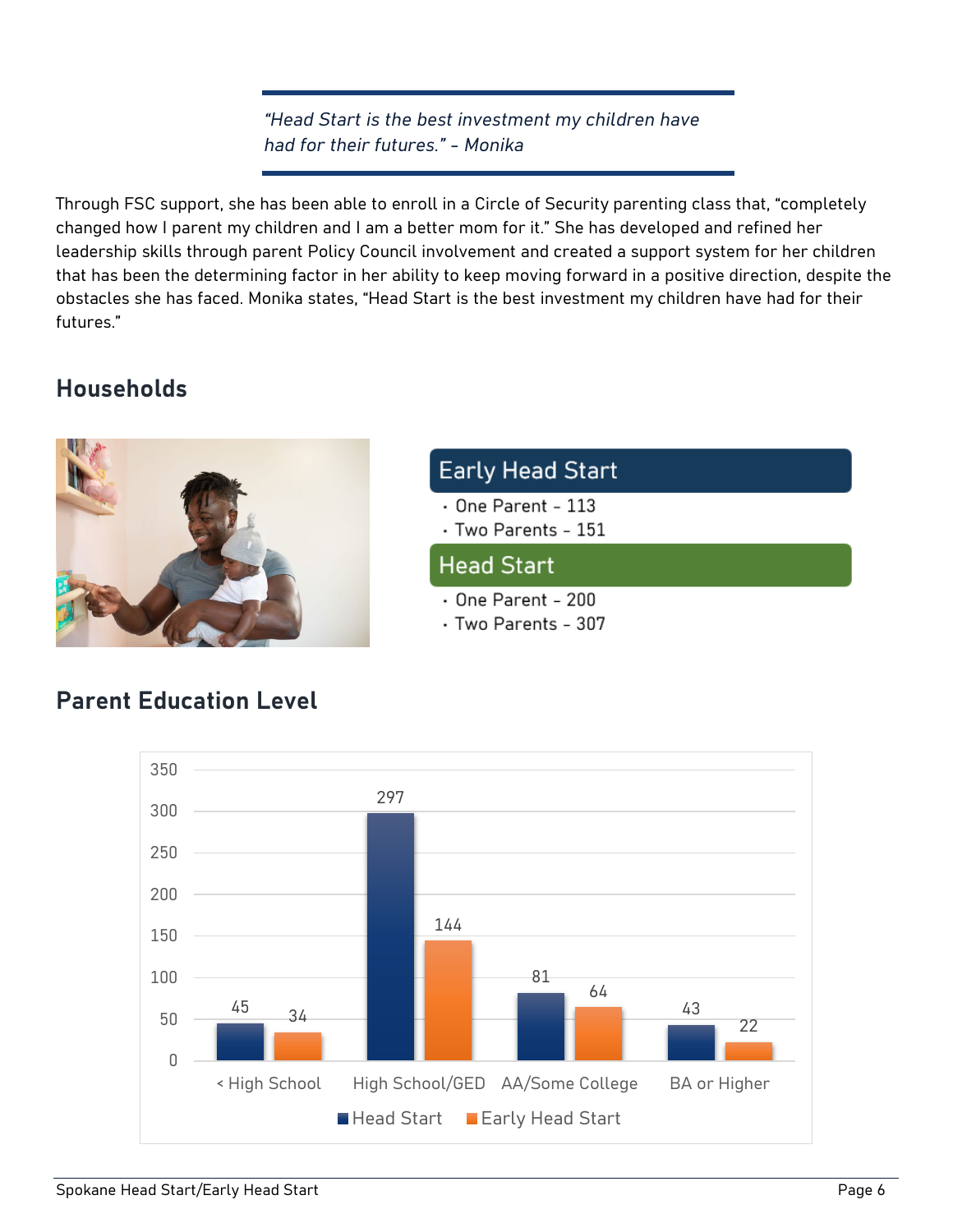> *"Head Start is the best investment my children have had for their futures." - Monika*

Through FSC support, she has been able to enroll in a Circle of Security parenting class that, "completely changed how I parent my children and I am a better mom for it." She has developed and refined her leadership skills through parent Policy Council involvement and created a support system for her children that has been the determining factor in her ability to keep moving forward in a positive direction, despite the obstacles she has faced. Monika states, "Head Start is the best investment my children have had for their futures."

## Households

**Early Head Start**

- One Parent - 113
- Two Parents - 151

**Head Start**

- One Parent - 200
- Two Parents - 307

## Parent Education Level

| | < High School | High School/GED | AA/Some College | BA or Higher |
|---|---|---|---|---|
| Head Start | 45 | 297 | 81 | 43 |
| Early Head Start | 34 | 144 | 64 | 22 |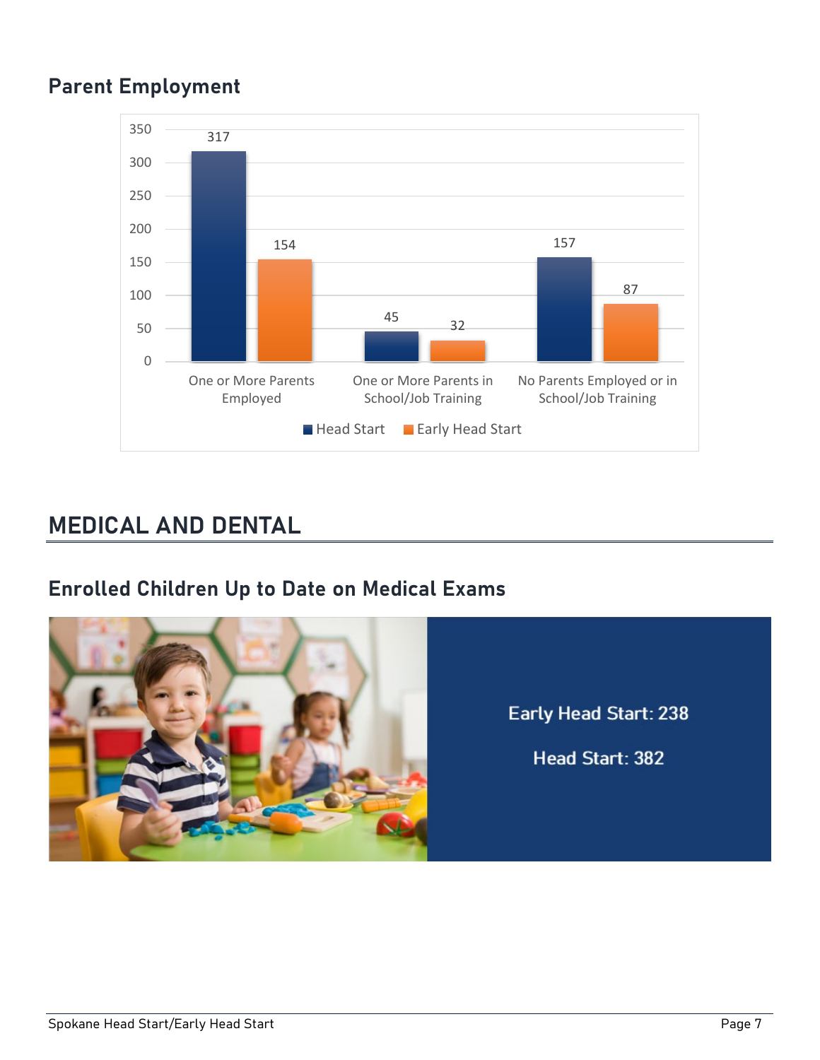## Parent Employment

| | Head Start | Early Head Start |
|---|---|---|
| One or More Parents Employed | 317 | 154 |
| One or More Parents in School/Job Training | 45 | 32 |
| No Parents Employed or in School/Job Training | 157 | 87 |

# MEDICAL AND DENTAL

## Enrolled Children Up to Date on Medical Exams

Early Head Start: 238

Head Start: 382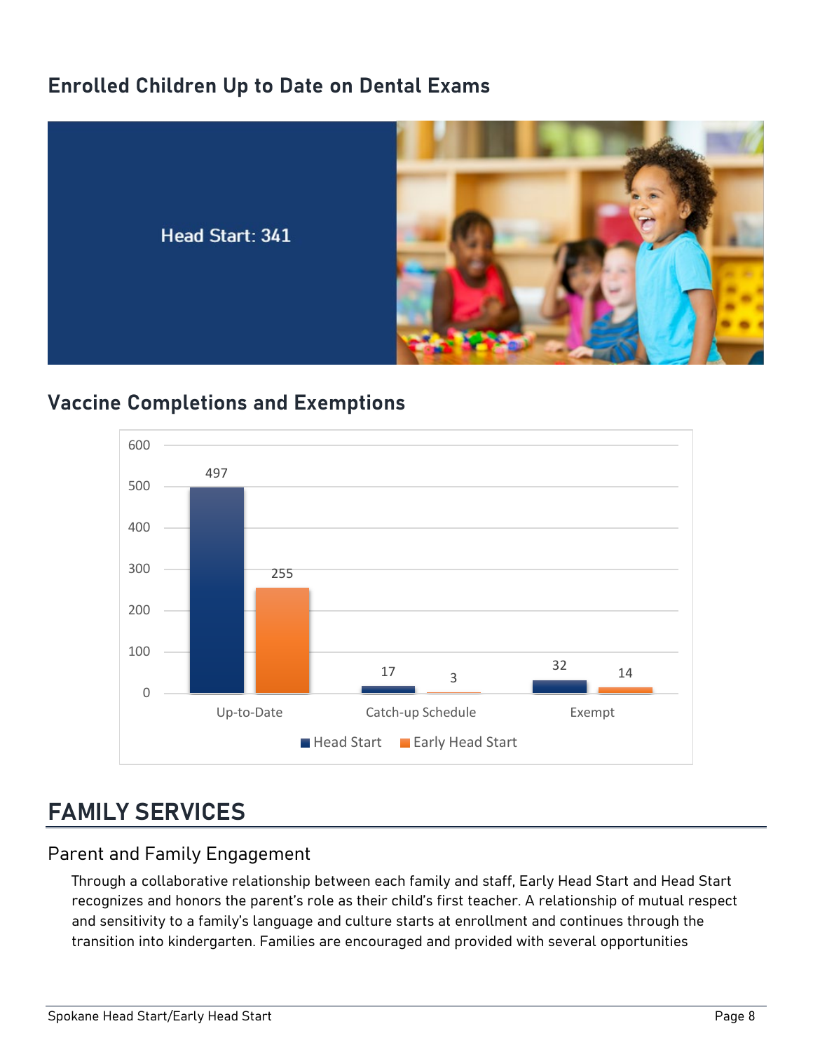## Enrolled Children Up to Date on Dental Exams

Head Start: 341

## Vaccine Completions and Exemptions

| | Head Start | Early Head Start |
|---|---|---|
| Up-to-Date | 497 | 255 |
| Catch-up Schedule | 17 | 3 |
| Exempt | 32 | 14 |

# FAMILY SERVICES

## Parent and Family Engagement

Through a collaborative relationship between each family and staff, Early Head Start and Head Start recognizes and honors the parent's role as their child's first teacher. A relationship of mutual respect and sensitivity to a family's language and culture starts at enrollment and continues through the transition into kindergarten. Families are encouraged and provided with several opportunities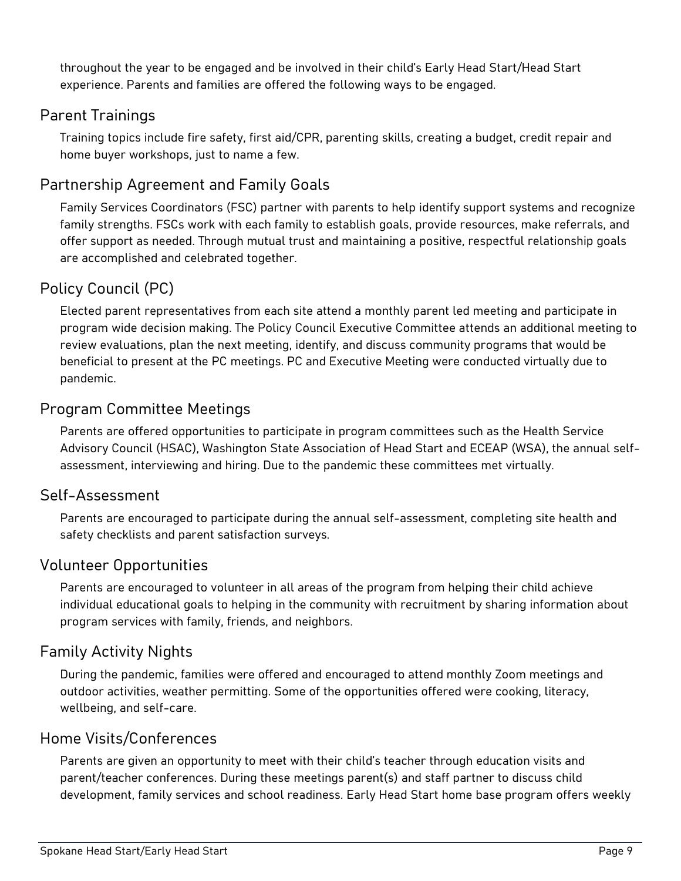throughout the year to be engaged and be involved in their child's Early Head Start/Head Start experience. Parents and families are offered the following ways to be engaged.

## Parent Trainings

Training topics include fire safety, first aid/CPR, parenting skills, creating a budget, credit repair and home buyer workshops, just to name a few.

## Partnership Agreement and Family Goals

Family Services Coordinators (FSC) partner with parents to help identify support systems and recognize family strengths. FSCs work with each family to establish goals, provide resources, make referrals, and offer support as needed. Through mutual trust and maintaining a positive, respectful relationship goals are accomplished and celebrated together.

## Policy Council (PC)

Elected parent representatives from each site attend a monthly parent led meeting and participate in program wide decision making. The Policy Council Executive Committee attends an additional meeting to review evaluations, plan the next meeting, identify, and discuss community programs that would be beneficial to present at the PC meetings. PC and Executive Meeting were conducted virtually due to pandemic.

## Program Committee Meetings

Parents are offered opportunities to participate in program committees such as the Health Service Advisory Council (HSAC), Washington State Association of Head Start and ECEAP (WSA), the annual self-assessment, interviewing and hiring. Due to the pandemic these committees met virtually.

## Self-Assessment

Parents are encouraged to participate during the annual self-assessment, completing site health and safety checklists and parent satisfaction surveys.

## Volunteer Opportunities

Parents are encouraged to volunteer in all areas of the program from helping their child achieve individual educational goals to helping in the community with recruitment by sharing information about program services with family, friends, and neighbors.

## Family Activity Nights

During the pandemic, families were offered and encouraged to attend monthly Zoom meetings and outdoor activities, weather permitting. Some of the opportunities offered were cooking, literacy, wellbeing, and self-care.

## Home Visits/Conferences

Parents are given an opportunity to meet with their child's teacher through education visits and parent/teacher conferences. During these meetings parent(s) and staff partner to discuss child development, family services and school readiness. Early Head Start home base program offers weekly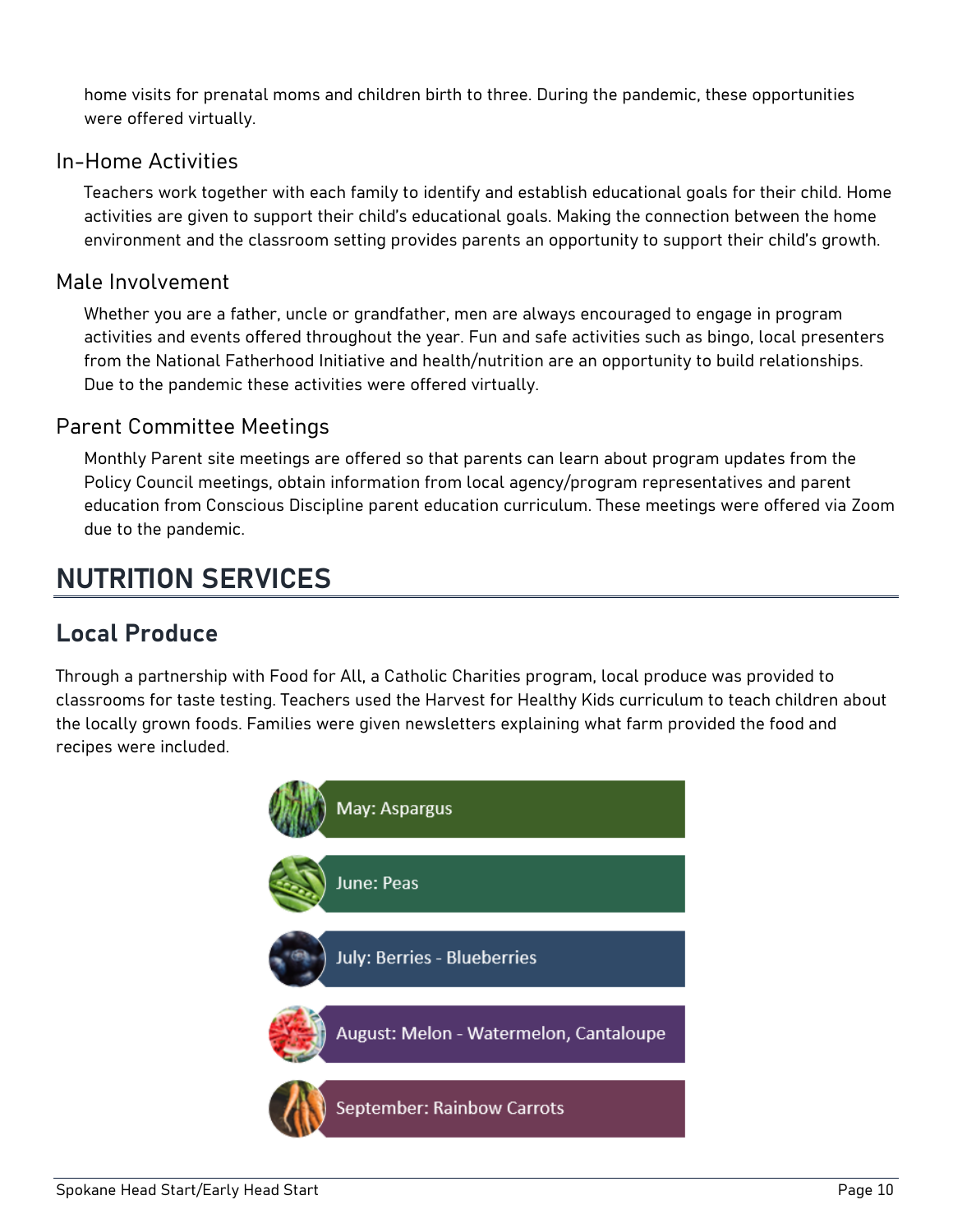home visits for prenatal moms and children birth to three. During the pandemic, these opportunities were offered virtually.

### In-Home Activities

Teachers work together with each family to identify and establish educational goals for their child. Home activities are given to support their child's educational goals. Making the connection between the home environment and the classroom setting provides parents an opportunity to support their child's growth.

### Male Involvement

Whether you are a father, uncle or grandfather, men are always encouraged to engage in program activities and events offered throughout the year. Fun and safe activities such as bingo, local presenters from the National Fatherhood Initiative and health/nutrition are an opportunity to build relationships. Due to the pandemic these activities were offered virtually.

### Parent Committee Meetings

Monthly Parent site meetings are offered so that parents can learn about program updates from the Policy Council meetings, obtain information from local agency/program representatives and parent education from Conscious Discipline parent education curriculum. These meetings were offered via Zoom due to the pandemic.

# NUTRITION SERVICES

## Local Produce

Through a partnership with Food for All, a Catholic Charities program, local produce was provided to classrooms for taste testing. Teachers used the Harvest for Healthy Kids curriculum to teach children about the locally grown foods. Families were given newsletters explaining what farm provided the food and recipes were included.

- May: Aspargus
- June: Peas
- July: Berries - Blueberries
- August: Melon - Watermelon, Cantaloupe
- September: Rainbow Carrots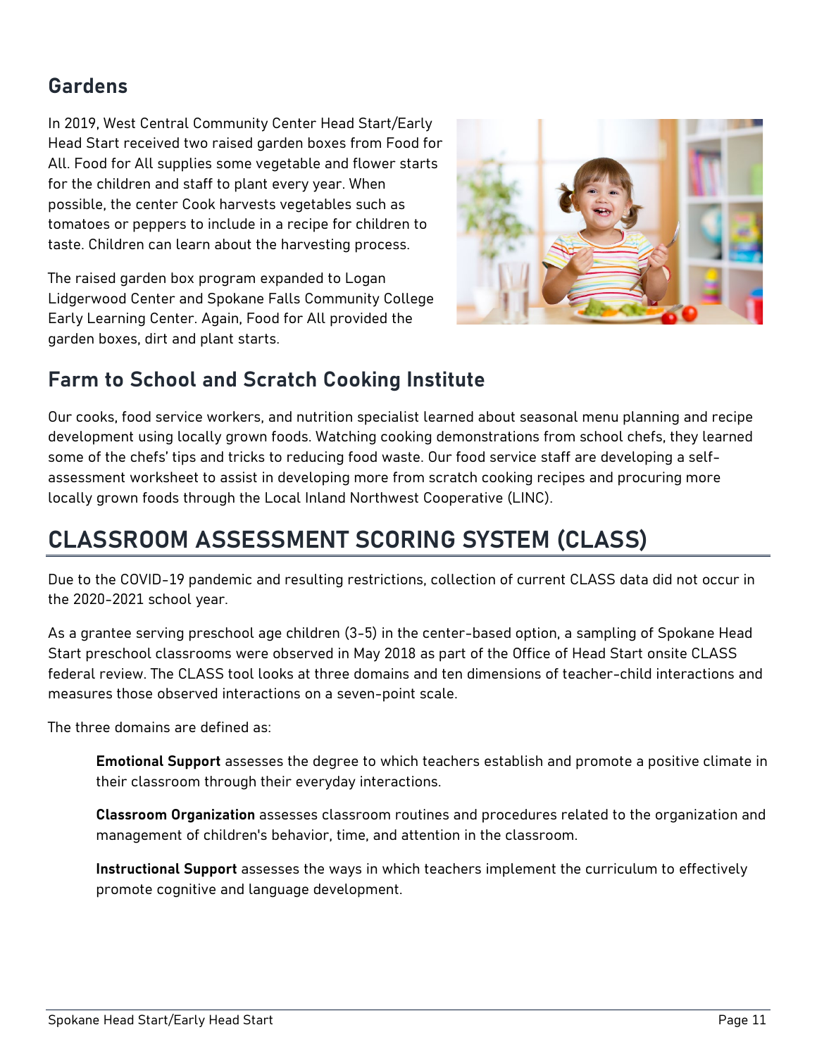## Gardens

In 2019, West Central Community Center Head Start/Early Head Start received two raised garden boxes from Food for All. Food for All supplies some vegetable and flower starts for the children and staff to plant every year. When possible, the center Cook harvests vegetables such as tomatoes or peppers to include in a recipe for children to taste. Children can learn about the harvesting process.

The raised garden box program expanded to Logan Lidgerwood Center and Spokane Falls Community College Early Learning Center. Again, Food for All provided the garden boxes, dirt and plant starts.

## Farm to School and Scratch Cooking Institute

Our cooks, food service workers, and nutrition specialist learned about seasonal menu planning and recipe development using locally grown foods. Watching cooking demonstrations from school chefs, they learned some of the chefs' tips and tricks to reducing food waste. Our food service staff are developing a self-assessment worksheet to assist in developing more from scratch cooking recipes and procuring more locally grown foods through the Local Inland Northwest Cooperative (LINC).

# CLASSROOM ASSESSMENT SCORING SYSTEM (CLASS)

Due to the COVID-19 pandemic and resulting restrictions, collection of current CLASS data did not occur in the 2020-2021 school year.

As a grantee serving preschool age children (3-5) in the center-based option, a sampling of Spokane Head Start preschool classrooms were observed in May 2018 as part of the Office of Head Start onsite CLASS federal review. The CLASS tool looks at three domains and ten dimensions of teacher-child interactions and measures those observed interactions on a seven-point scale.

The three domains are defined as:

> **Emotional Support** assesses the degree to which teachers establish and promote a positive climate in their classroom through their everyday interactions.
>
> **Classroom Organization** assesses classroom routines and procedures related to the organization and management of children's behavior, time, and attention in the classroom.
>
> **Instructional Support** assesses the ways in which teachers implement the curriculum to effectively promote cognitive and language development.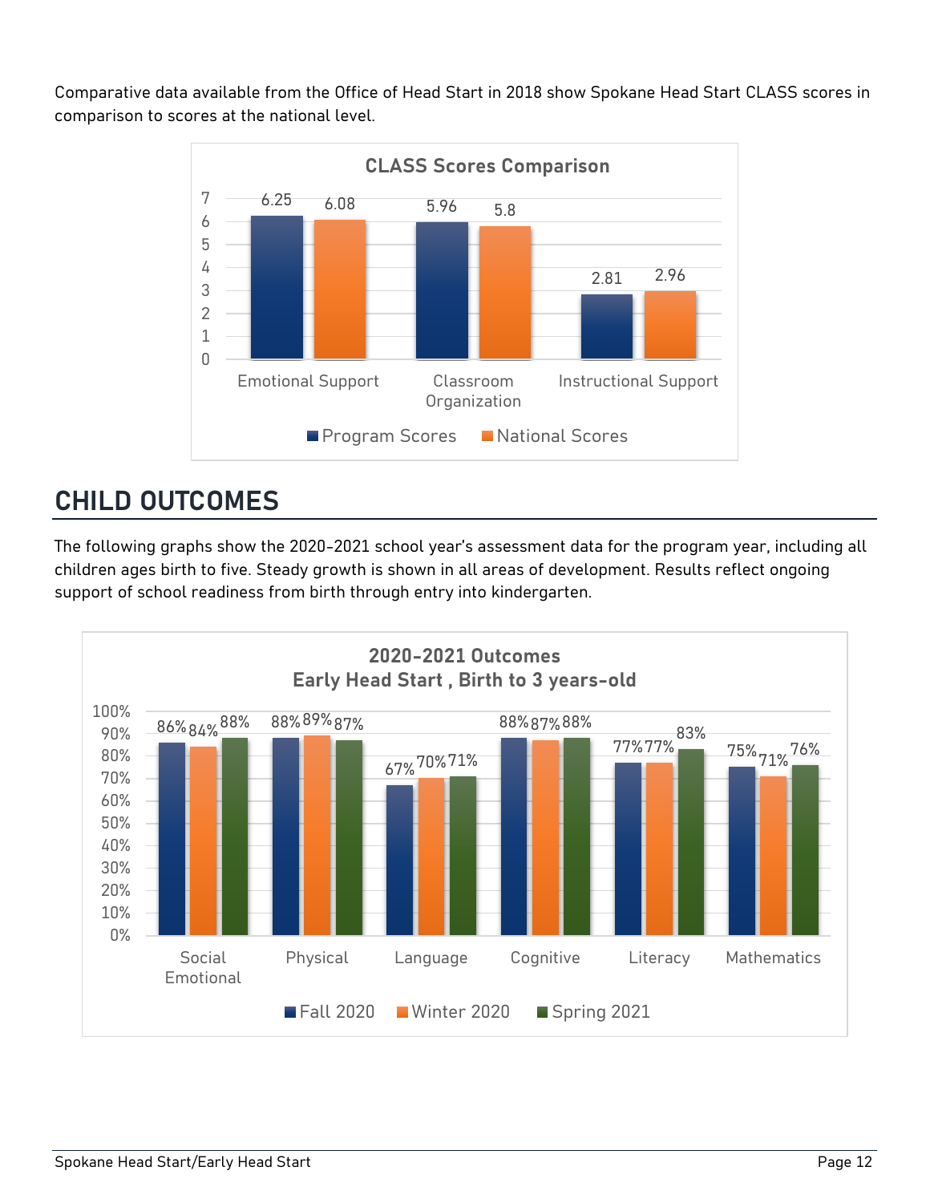Comparative data available from the Office of Head Start in 2018 show Spokane Head Start CLASS scores in comparison to scores at the national level.

**CLASS Scores Comparison**

| | Program Scores | National Scores |
|---|---|---|
| Emotional Support | 6.25 | 6.08 |
| Classroom Organization | 5.96 | 5.8 |
| Instructional Support | 2.81 | 2.96 |

## CHILD OUTCOMES

The following graphs show the 2020-2021 school year's assessment data for the program year, including all children ages birth to five. Steady growth is shown in all areas of development. Results reflect ongoing support of school readiness from birth through entry into kindergarten.

**2020-2021 Outcomes**
**Early Head Start , Birth to 3 years-old**

| | Fall 2020 | Winter 2020 | Spring 2021 |
|---|---|---|---|
| Social Emotional | 86% | 84% | 88% |
| Physical | 88% | 89% | 87% |
| Language | 67% | 70% | 71% |
| Cognitive | 88% | 87% | 88% |
| Literacy | 77% | 77% | 83% |
| Mathematics | 75% | 71% | 76% |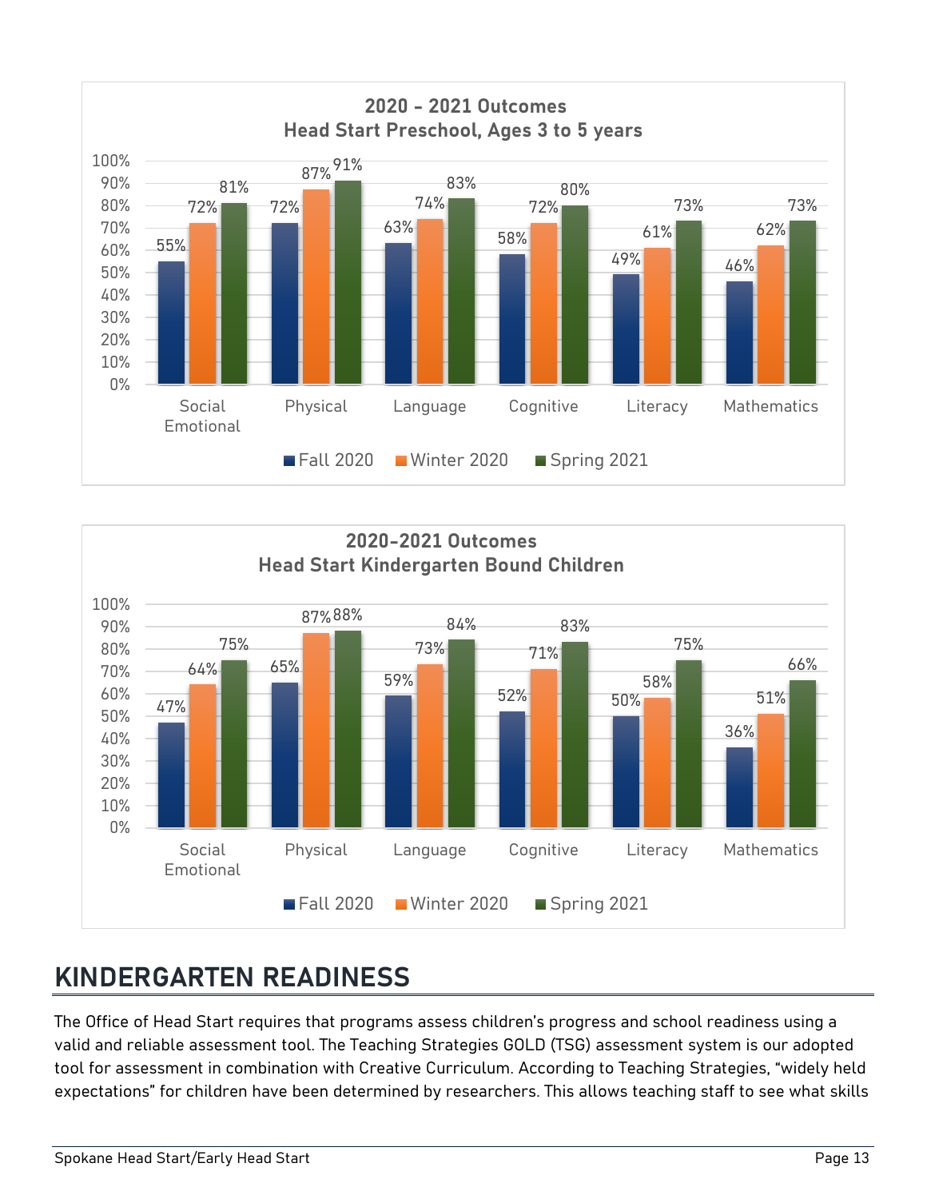**2020 - 2021 Outcomes**
**Head Start Preschool, Ages 3 to 5 years**

| | Fall 2020 | Winter 2020 | Spring 2021 |
|---|---|---|---|
| Social Emotional | 55% | 72% | 81% |
| Physical | 72% | 87% | 91% |
| Language | 63% | 74% | 83% |
| Cognitive | 58% | 72% | 80% |
| Literacy | 49% | 61% | 73% |
| Mathematics | 46% | 62% | 73% |

**2020-2021 Outcomes**
**Head Start Kindergarten Bound Children**

| | Fall 2020 | Winter 2020 | Spring 2021 |
|---|---|---|---|
| Social Emotional | 47% | 64% | 75% |
| Physical | 65% | 87% | 88% |
| Language | 59% | 73% | 84% |
| Cognitive | 52% | 71% | 83% |
| Literacy | 50% | 58% | 75% |
| Mathematics | 36% | 51% | 66% |

## KINDERGARTEN READINESS

The Office of Head Start requires that programs assess children's progress and school readiness using a valid and reliable assessment tool. The Teaching Strategies GOLD (TSG) assessment system is our adopted tool for assessment in combination with Creative Curriculum. According to Teaching Strategies, "widely held expectations" for children have been determined by researchers. This allows teaching staff to see what skills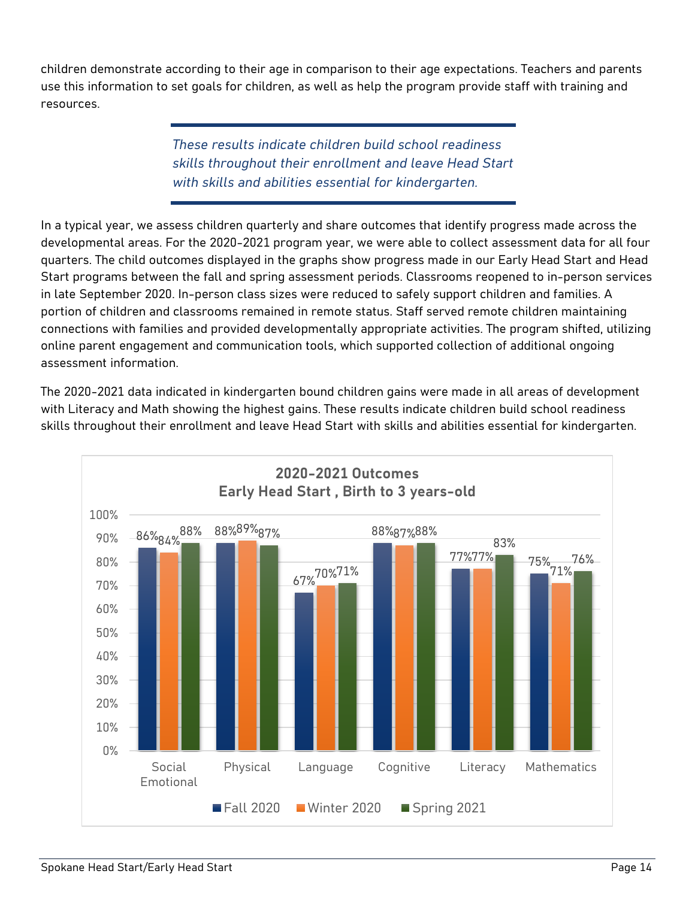children demonstrate according to their age in comparison to their age expectations. Teachers and parents use this information to set goals for children, as well as help the program provide staff with training and resources.

> *These results indicate children build school readiness skills throughout their enrollment and leave Head Start with skills and abilities essential for kindergarten.*

In a typical year, we assess children quarterly and share outcomes that identify progress made across the developmental areas. For the 2020-2021 program year, we were able to collect assessment data for all four quarters. The child outcomes displayed in the graphs show progress made in our Early Head Start and Head Start programs between the fall and spring assessment periods. Classrooms reopened to in-person services in late September 2020. In-person class sizes were reduced to safely support children and families. A portion of children and classrooms remained in remote status. Staff served remote children maintaining connections with families and provided developmentally appropriate activities. The program shifted, utilizing online parent engagement and communication tools, which supported collection of additional ongoing assessment information.

The 2020-2021 data indicated in kindergarten bound children gains were made in all areas of development with Literacy and Math showing the highest gains. These results indicate children build school readiness skills throughout their enrollment and leave Head Start with skills and abilities essential for kindergarten.

**2020-2021 Outcomes**
**Early Head Start , Birth to 3 years-old**

| | Fall 2020 | Winter 2020 | Spring 2021 |
|---|---|---|---|
| Social Emotional | 86% | 84% | 88% |
| Physical | 88% | 89% | 87% |
| Language | 67% | 70% | 71% |
| Cognitive | 88% | 87% | 88% |
| Literacy | 77% | 77% | 83% |
| Mathematics | 75% | 71% | 76% |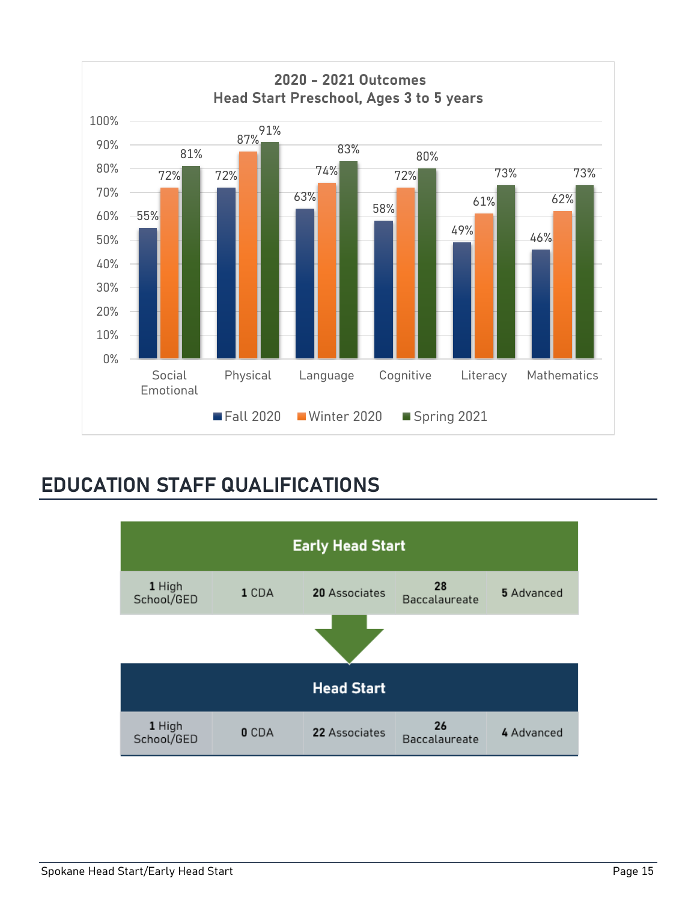**2020 – 2021 Outcomes**
**Head Start Preschool, Ages 3 to 5 years**

100%
90%
80%
70%
60%
50%
40%
30%
20%
10%
0%

Social Emotional: 55% 72% 81%
Physical: 72% 87% 91%
Language: 63% 74% 83%
Cognitive: 58% 72% 80%
Literacy: 49% 61% 73%
Mathematics: 46% 62% 73%

Fall 2020 | Winter 2020 | Spring 2021

## EDUCATION STAFF QUALIFICATIONS

**Early Head Start**

**1** High School/GED | **1** CDA | **20** Associates | **28** Baccalaureate | **5** Advanced

**Head Start**

**1** High School/GED | **0** CDA | **22** Associates | **26** Baccalaureate | **4** Advanced